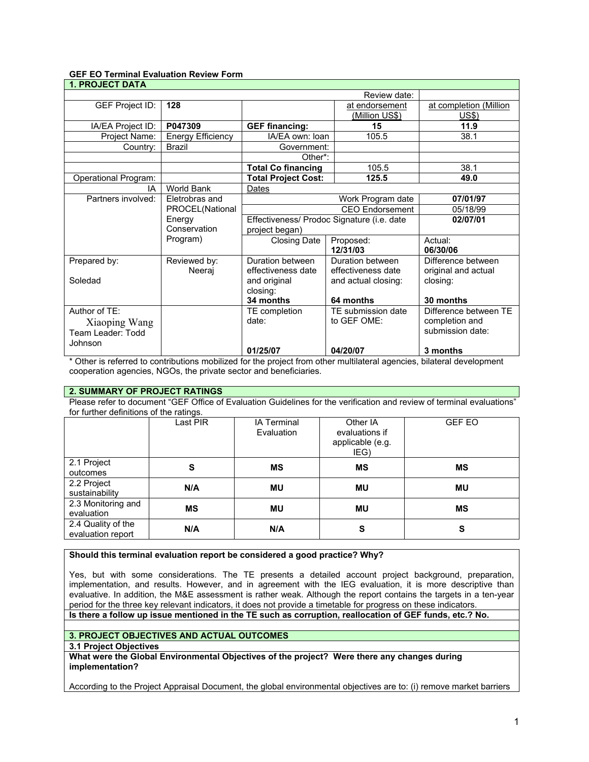**GEF EO Terminal Evaluation Review Form**

| 1. PROJECT DATA | | | | |
|---|---|---|---|---|
| | | | Review date: | |
| GEF Project ID: | **128** | | at endorsement (Million US$) | at completion (Million US$) |
| IA/EA Project ID: | **P047309** | **GEF financing:** | **15** | **11.9** |
| Project Name: | Energy Efficiency | IA/EA own: loan | 105.5 | 38.1 |
| Country: | Brazil | Government: | | |
| | | Other*: | | |
| | | **Total Co financing** | 105.5 | 38.1 |
| Operational Program: | | **Total Project Cost:** | **125.5** | **49.0** |
| IA | World Bank | Dates | | |
| Partners involved: | Eletrobras and PROCEL(National Energy Conservation Program) | Work Program date | | **07/01/97** |
| | | CEO Endorsement | | 05/18/99 |
| | | Effectiveness/ Prodoc Signature (i.e. date project began) | | **02/07/01** |
| | | Closing Date | Proposed: **12/31/03** | Actual: **06/30/06** |
| Prepared by: Soledad | Reviewed by: Neeraj | Duration between effectiveness date and original closing: **34 months** | Duration between effectiveness date and actual closing: **64 months** | Difference between original and actual closing: **30 months** |
| Author of TE: Xiaoping Wang Team Leader: Todd Johnson | | TE completion date: **01/25/07** | TE submission date to GEF OME: **04/20/07** | Difference between TE completion and submission date: **3 months** |

\* Other is referred to contributions mobilized for the project from other multilateral agencies, bilateral development cooperation agencies, NGOs, the private sector and beneficiaries.

**2. SUMMARY OF PROJECT RATINGS**

Please refer to document "GEF Office of Evaluation Guidelines for the verification and review of terminal evaluations" for further definitions of the ratings.

| | Last PIR | IA Terminal Evaluation | Other IA evaluations if applicable (e.g. IEG) | GEF EO |
|---|---|---|---|---|
| 2.1 Project outcomes | **S** | **MS** | **MS** | **MS** |
| 2.2 Project sustainability | **N/A** | **MU** | **MU** | **MU** |
| 2.3 Monitoring and evaluation | **MS** | **MU** | **MU** | **MS** |
| 2.4 Quality of the evaluation report | **N/A** | **N/A** | **S** | **S** |

**Should this terminal evaluation report be considered a good practice? Why?**

Yes, but with some considerations. The TE presents a detailed account project background, preparation, implementation, and results. However, and in agreement with the IEG evaluation, it is more descriptive than evaluative. In addition, the M&E assessment is rather weak. Although the report contains the targets in a ten-year period for the three key relevant indicators, it does not provide a timetable for progress on these indicators.

**Is there a follow up issue mentioned in the TE such as corruption, reallocation of GEF funds, etc.? No.**

**3. PROJECT OBJECTIVES AND ACTUAL OUTCOMES**

**3.1 Project Objectives**

**What were the Global Environmental Objectives of the project? Were there any changes during implementation?**

According to the Project Appraisal Document, the global environmental objectives are to: (i) remove market barriers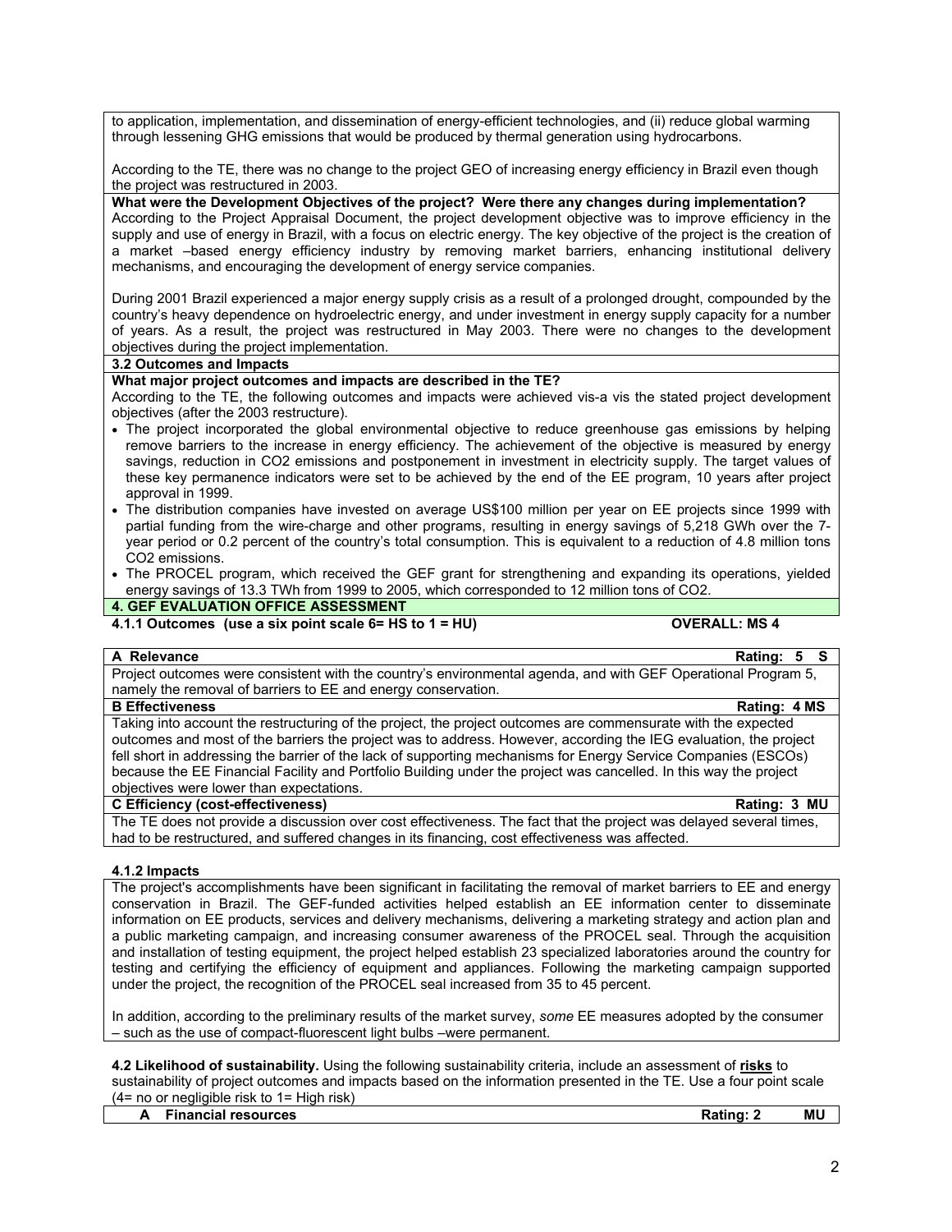to application, implementation, and dissemination of energy-efficient technologies, and (ii) reduce global warming through lessening GHG emissions that would be produced by thermal generation using hydrocarbons.

According to the TE, there was no change to the project GEO of increasing energy efficiency in Brazil even though the project was restructured in 2003.

**What were the Development Objectives of the project? Were there any changes during implementation?**

According to the Project Appraisal Document, the project development objective was to improve efficiency in the supply and use of energy in Brazil, with a focus on electric energy. The key objective of the project is the creation of a market –based energy efficiency industry by removing market barriers, enhancing institutional delivery mechanisms, and encouraging the development of energy service companies.

During 2001 Brazil experienced a major energy supply crisis as a result of a prolonged drought, compounded by the country's heavy dependence on hydroelectric energy, and under investment in energy supply capacity for a number of years. As a result, the project was restructured in May 2003. There were no changes to the development objectives during the project implementation.

**3.2 Outcomes and Impacts**

**What major project outcomes and impacts are described in the TE?**

According to the TE, the following outcomes and impacts were achieved vis-a vis the stated project development objectives (after the 2003 restructure).

- The project incorporated the global environmental objective to reduce greenhouse gas emissions by helping remove barriers to the increase in energy efficiency. The achievement of the objective is measured by energy savings, reduction in CO2 emissions and postponement in investment in electricity supply. The target values of these key permanence indicators were set to be achieved by the end of the EE program, 10 years after project approval in 1999.
- The distribution companies have invested on average US$100 million per year on EE projects since 1999 with partial funding from the wire-charge and other programs, resulting in energy savings of 5,218 GWh over the 7-year period or 0.2 percent of the country's total consumption. This is equivalent to a reduction of 4.8 million tons CO2 emissions.
- The PROCEL program, which received the GEF grant for strengthening and expanding its operations, yielded energy savings of 13.3 TWh from 1999 to 2005, which corresponded to 12 million tons of CO2.

**4. GEF EVALUATION OFFICE ASSESSMENT**

**4.1.1 Outcomes (use a six point scale 6= HS to 1 = HU) OVERALL: MS 4**

**A Relevance Rating: 5 S**

Project outcomes were consistent with the country's environmental agenda, and with GEF Operational Program 5, namely the removal of barriers to EE and energy conservation.

**B Effectiveness Rating: 4 MS**

Taking into account the restructuring of the project, the project outcomes are commensurate with the expected outcomes and most of the barriers the project was to address. However, according to the IEG evaluation, the project fell short in addressing the barrier of the lack of supporting mechanisms for Energy Service Companies (ESCOs) because the EE Financial Facility and Portfolio Building under the project was cancelled. In this way the project objectives were lower than expectations.

**C Efficiency (cost-effectiveness) Rating: 3 MU**

The TE does not provide a discussion over cost effectiveness. The fact that the project was delayed several times, had to be restructured, and suffered changes in its financing, cost effectiveness was affected.

**4.1.2 Impacts**

The project's accomplishments have been significant in facilitating the removal of market barriers to EE and energy conservation in Brazil. The GEF-funded activities helped establish an EE information center to disseminate information on EE products, services and delivery mechanisms, delivering a marketing strategy and action plan and a public marketing campaign, and increasing consumer awareness of the PROCEL seal. Through the acquisition and installation of testing equipment, the project helped establish 23 specialized laboratories around the country for testing and certifying the efficiency of equipment and appliances. Following the marketing campaign supported under the project, the recognition of the PROCEL seal increased from 35 to 45 percent.

In addition, according to the preliminary results of the market survey, *some* EE measures adopted by the consumer – such as the use of compact-fluorescent light bulbs –were permanent.

**4.2 Likelihood of sustainability.** Using the following sustainability criteria, include an assessment of **<u>risks</u>** to sustainability of project outcomes and impacts based on the information presented in the TE. Use a four point scale (4= no or negligible risk to 1= High risk)

**A Financial resources Rating: 2 MU**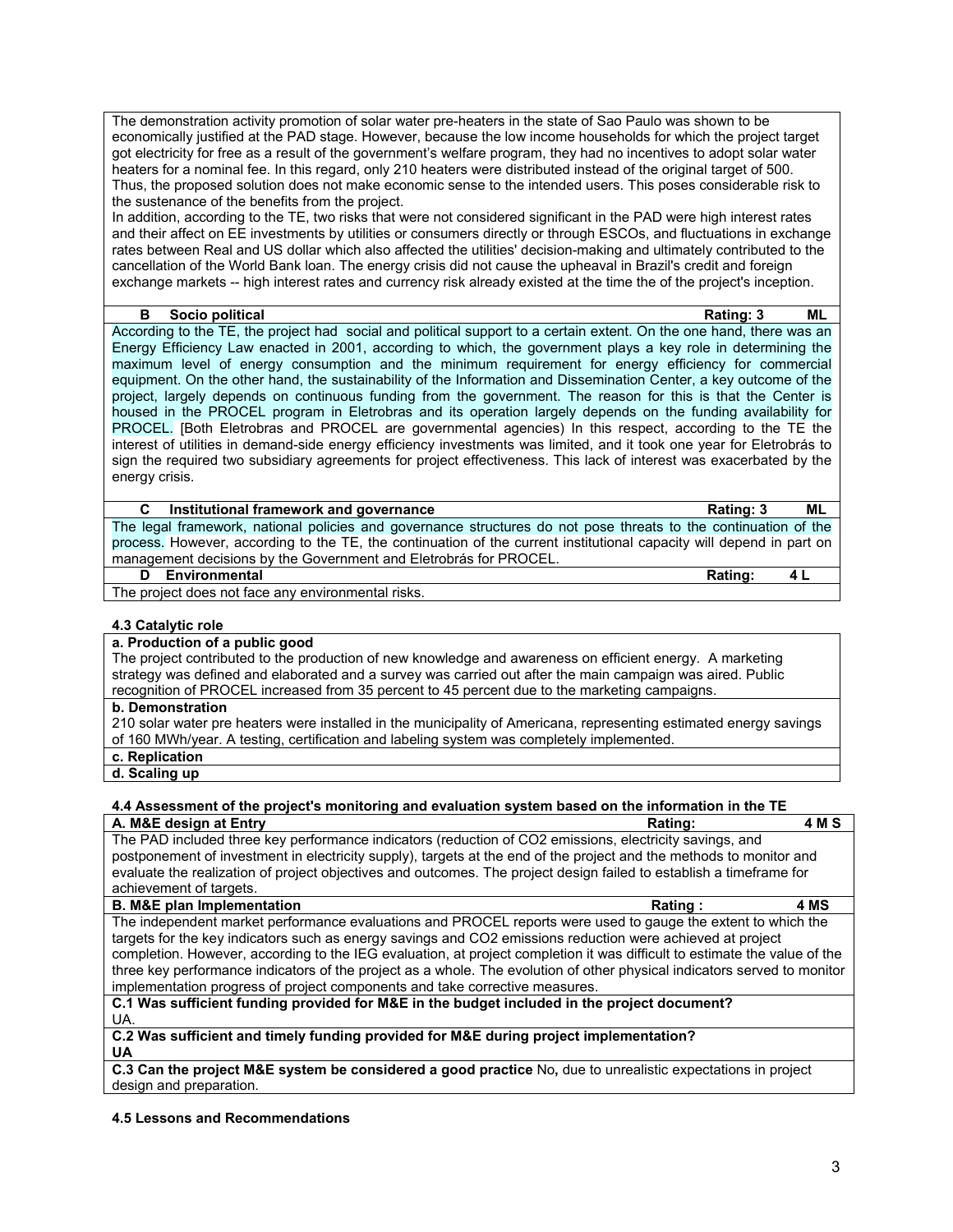The demonstration activity promotion of solar water pre-heaters in the state of Sao Paulo was shown to be economically justified at the PAD stage. However, because the low income households for which the project target got electricity for free as a result of the government's welfare program, they had no incentives to adopt solar water heaters for a nominal fee. In this regard, only 210 heaters were distributed instead of the original target of 500. Thus, the proposed solution does not make economic sense to the intended users. This poses considerable risk to the sustenance of the benefits from the project.
In addition, according to the TE, two risks that were not considered significant in the PAD were high interest rates and their affect on EE investments by utilities or consumers directly or through ESCOs, and fluctuations in exchange rates between Real and US dollar which also affected the utilities' decision-making and ultimately contributed to the cancellation of the World Bank loan. The energy crisis did not cause the upheaval in Brazil's credit and foreign exchange markets -- high interest rates and currency risk already existed at the time the of the project's inception.

| **B Socio political** | **Rating: 3** | **ML** |
|---|---|---|

According to the TE, the project had social and political support to a certain extent. On the one hand, there was an Energy Efficiency Law enacted in 2001, according to which, the government plays a key role in determining the maximum level of energy consumption and the minimum requirement for energy efficiency for commercial equipment. On the other hand, the sustainability of the Information and Dissemination Center, a key outcome of the project, largely depends on continuous funding from the government. The reason for this is that the Center is housed in the PROCEL program in Eletrobras and its operation largely depends on the funding availability for PROCEL. [Both Eletrobras and PROCEL are governmental agencies) In this respect, according to the TE the interest of utilities in demand-side energy efficiency investments was limited, and it took one year for Eletrobrás to sign the required two subsidiary agreements for project effectiveness. This lack of interest was exacerbated by the energy crisis.

| **C Institutional framework and governance** | **Rating: 3** | **ML** |
|---|---|---|

The legal framework, national policies and governance structures do not pose threats to the continuation of the process. However, according to the TE, the continuation of the current institutional capacity will depend in part on management decisions by the Government and Eletrobrás for PROCEL.

| **D Environmental** | **Rating:** | **4 L** |
|---|---|---|

The project does not face any environmental risks.

**4.3 Catalytic role**

**a. Production of a public good**
The project contributed to the production of new knowledge and awareness on efficient energy. A marketing strategy was defined and elaborated and a survey was carried out after the main campaign was aired. Public recognition of PROCEL increased from 35 percent to 45 percent due to the marketing campaigns.

**b. Demonstration**
210 solar water pre heaters were installed in the municipality of Americana, representing estimated energy savings of 160 MWh/year. A testing, certification and labeling system was completely implemented.

**c. Replication**

**d. Scaling up**

**4.4 Assessment of the project's monitoring and evaluation system based on the information in the TE**

| **A. M&E design at Entry** | **Rating:** | **4 M S** |
|---|---|---|

The PAD included three key performance indicators (reduction of $CO_2$ emissions, electricity savings, and postponement of investment in electricity supply), targets at the end of the project and the methods to monitor and evaluate the realization of project objectives and outcomes. The project design failed to establish a timeframe for achievement of targets.

| **B. M&E plan Implementation** | **Rating :** | **4 MS** |
|---|---|---|

The independent market performance evaluations and PROCEL reports were used to gauge the extent to which the targets for the key indicators such as energy savings and $CO_2$ emissions reduction were achieved at project completion. However, according to the IEG evaluation, at project completion it was difficult to estimate the value of the three key performance indicators of the project as a whole. The evolution of other physical indicators served to monitor implementation progress of project components and take corrective measures.

**C.1 Was sufficient funding provided for M&E in the budget included in the project document?**
UA.

**C.2 Was sufficient and timely funding provided for M&E during project implementation?**
**UA**

**C.3 Can the project M&E system be considered a good practice** No**,** due to unrealistic expectations in project design and preparation.

**4.5 Lessons and Recommendations**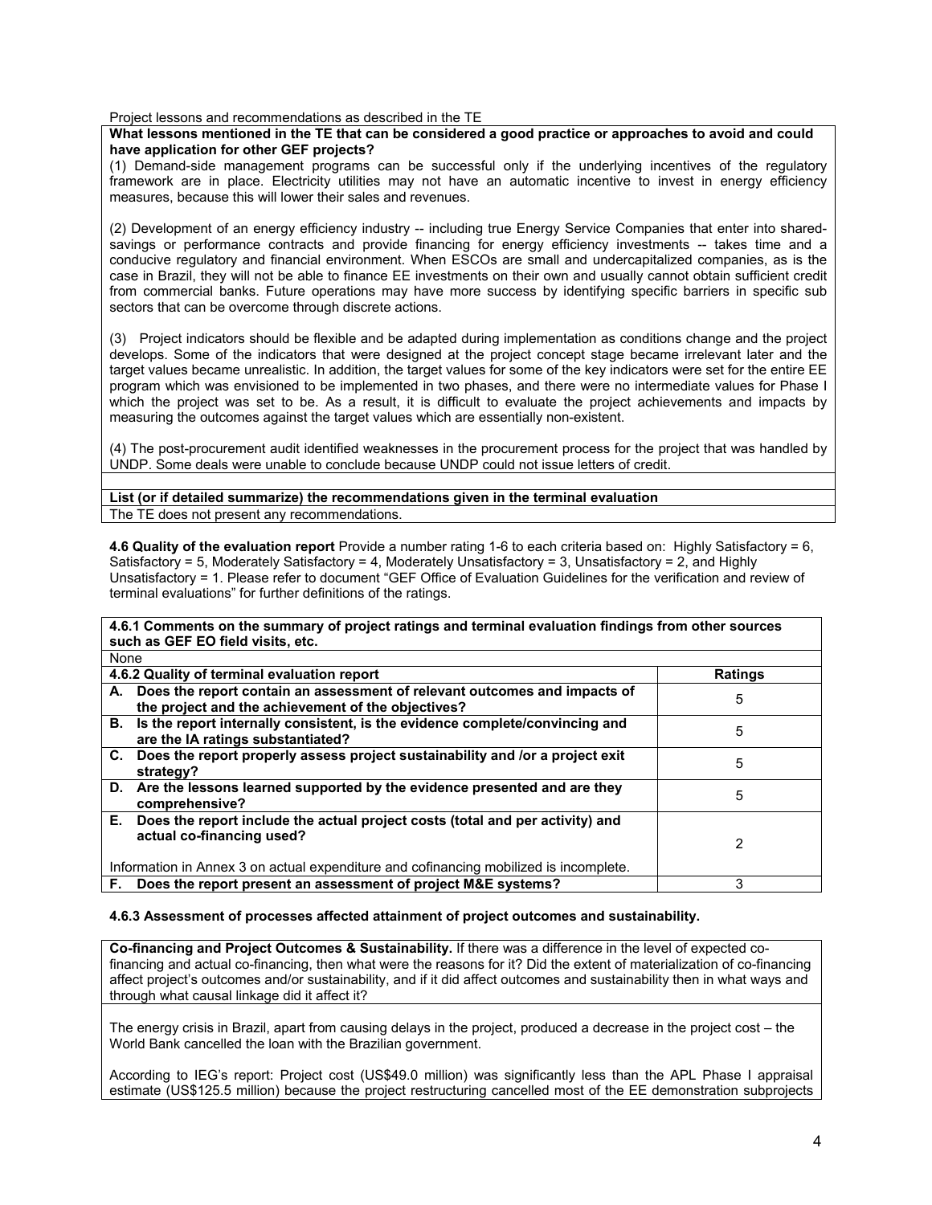Project lessons and recommendations as described in the TE

**What lessons mentioned in the TE that can be considered a good practice or approaches to avoid and could have application for other GEF projects?**

(1) Demand-side management programs can be successful only if the underlying incentives of the regulatory framework are in place. Electricity utilities may not have an automatic incentive to invest in energy efficiency measures, because this will lower their sales and revenues.

(2) Development of an energy efficiency industry -- including true Energy Service Companies that enter into shared-savings or performance contracts and provide financing for energy efficiency investments -- takes time and a conducive regulatory and financial environment. When ESCOs are small and undercapitalized companies, as is the case in Brazil, they will not be able to finance EE investments on their own and usually cannot obtain sufficient credit from commercial banks. Future operations may have more success by identifying specific barriers in specific sub sectors that can be overcome through discrete actions.

(3) Project indicators should be flexible and be adapted during implementation as conditions change and the project develops. Some of the indicators that were designed at the project concept stage became irrelevant later and the target values became unrealistic. In addition, the target values for some of the key indicators were set for the entire EE program which was envisioned to be implemented in two phases, and there were no intermediate values for Phase I which the project was set to be. As a result, it is difficult to evaluate the project achievements and impacts by measuring the outcomes against the target values which are essentially non-existent.

(4) The post-procurement audit identified weaknesses in the procurement process for the project that was handled by UNDP. Some deals were unable to conclude because UNDP could not issue letters of credit.

**List (or if detailed summarize) the recommendations given in the terminal evaluation**

The TE does not present any recommendations.

**4.6 Quality of the evaluation report** Provide a number rating 1-6 to each criteria based on: Highly Satisfactory = 6, Satisfactory = 5, Moderately Satisfactory = 4, Moderately Unsatisfactory = 3, Unsatisfactory = 2, and Highly Unsatisfactory = 1. Please refer to document "GEF Office of Evaluation Guidelines for the verification and review of terminal evaluations" for further definitions of the ratings.

**4.6.1 Comments on the summary of project ratings and terminal evaluation findings from other sources such as GEF EO field visits, etc.**

None

| 4.6.2 Quality of terminal evaluation report | Ratings |
|---|---|
| **A. Does the report contain an assessment of relevant outcomes and impacts of the project and the achievement of the objectives?** | 5 |
| **B. Is the report internally consistent, is the evidence complete/convincing and are the IA ratings substantiated?** | 5 |
| **C. Does the report properly assess project sustainability and /or a project exit strategy?** | 5 |
| **D. Are the lessons learned supported by the evidence presented and are they comprehensive?** | 5 |
| **E. Does the report include the actual project costs (total and per activity) and actual co-financing used?** Information in Annex 3 on actual expenditure and cofinancing mobilized is incomplete. | 2 |
| **F. Does the report present an assessment of project M&E systems?** | 3 |

**4.6.3 Assessment of processes affected attainment of project outcomes and sustainability.**

**Co-financing and Project Outcomes & Sustainability.** If there was a difference in the level of expected co-financing and actual co-financing, then what were the reasons for it? Did the extent of materialization of co-financing affect project's outcomes and/or sustainability, and if it did affect outcomes and sustainability then in what ways and through what causal linkage did it affect it?

The energy crisis in Brazil, apart from causing delays in the project, produced a decrease in the project cost – the World Bank cancelled the loan with the Brazilian government.

According to IEG's report: Project cost (US$49.0 million) was significantly less than the APL Phase I appraisal estimate (US$125.5 million) because the project restructuring cancelled most of the EE demonstration subprojects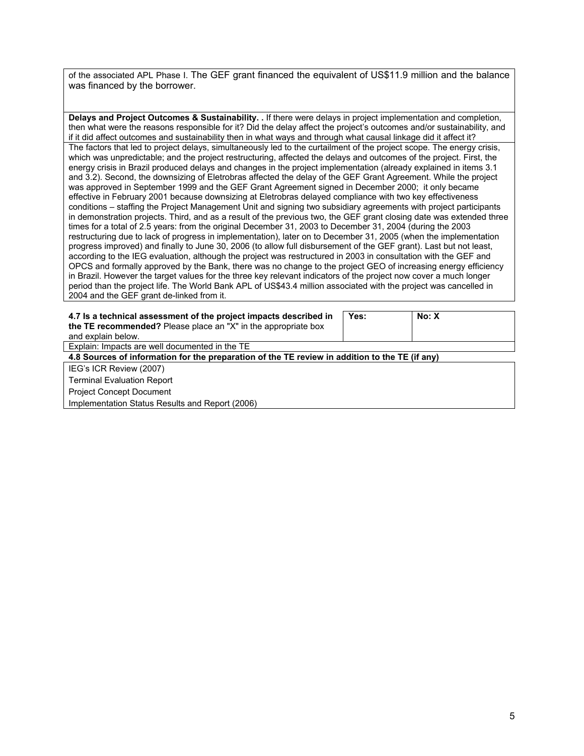of the associated APL Phase I. The GEF grant financed the equivalent of US$11.9 million and the balance was financed by the borrower.

**Delays and Project Outcomes & Sustainability. .** If there were delays in project implementation and completion, then what were the reasons responsible for it? Did the delay affect the project's outcomes and/or sustainability, and if it did affect outcomes and sustainability then in what ways and through what causal linkage did it affect it?

The factors that led to project delays, simultaneously led to the curtailment of the project scope. The energy crisis, which was unpredictable; and the project restructuring, affected the delays and outcomes of the project. First, the energy crisis in Brazil produced delays and changes in the project implementation (already explained in items 3.1 and 3.2). Second, the downsizing of Eletrobras affected the delay of the GEF Grant Agreement. While the project was approved in September 1999 and the GEF Grant Agreement signed in December 2000; it only became effective in February 2001 because downsizing at Eletrobras delayed compliance with two key effectiveness conditions – staffing the Project Management Unit and signing two subsidiary agreements with project participants in demonstration projects. Third, and as a result of the previous two, the GEF grant closing date was extended three times for a total of 2.5 years: from the original December 31, 2003 to December 31, 2004 (during the 2003 restructuring due to lack of progress in implementation), later on to December 31, 2005 (when the implementation progress improved) and finally to June 30, 2006 (to allow full disbursement of the GEF grant). Last but not least, according to the IEG evaluation, although the project was restructured in 2003 in consultation with the GEF and OPCS and formally approved by the Bank, there was no change to the project GEO of increasing energy efficiency in Brazil. However the target values for the three key relevant indicators of the project now cover a much longer period than the project life. The World Bank APL of US$43.4 million associated with the project was cancelled in 2004 and the GEF grant de-linked from it.

| | | |
|---|---|---|
| **4.7 Is a technical assessment of the project impacts described in the TE recommended?** Please place an "X" in the appropriate box and explain below. | Yes: | No: X |

Explain: Impacts are well documented in the TE

**4.8 Sources of information for the preparation of the TE review in addition to the TE (if any)**

IEG's ICR Review (2007)

Terminal Evaluation Report

Project Concept Document

Implementation Status Results and Report (2006)